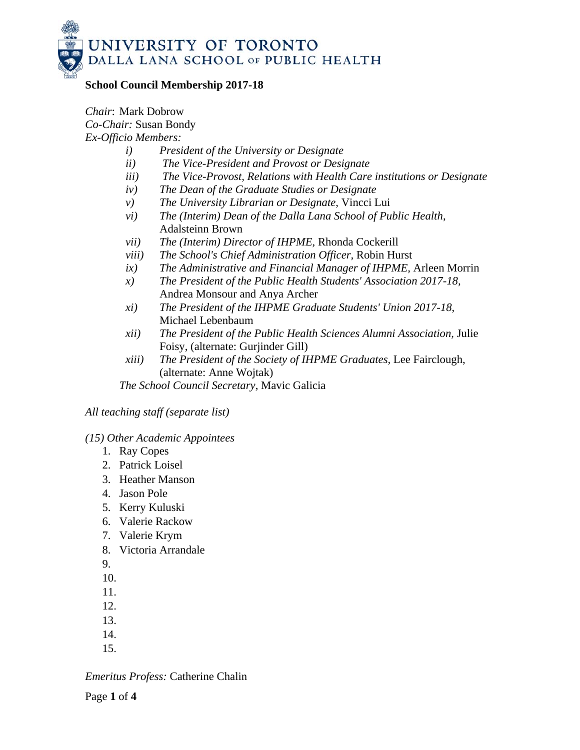UNIVERSITY OF TORONTO
DALLA LANA SCHOOL OF PUBLIC HEALTH

**School Council Membership 2017-18**

*Chair*: Mark Dobrow
*Co-Chair:* Susan Bondy
*Ex-Officio Members:*

- *i) President of the University or Designate*
- *ii) The Vice-President and Provost or Designate*
- *iii) The Vice-Provost, Relations with Health Care institutions or Designate*
- *iv) The Dean of the Graduate Studies or Designate*
- *v) The University Librarian or Designate*, Vincci Lui
- *vi) The (Interim) Dean of the Dalla Lana School of Public Health*, Adalsteinn Brown
- *vii) The (Interim) Director of IHPME,* Rhonda Cockerill
- *viii) The School's Chief Administration Officer*, Robin Hurst
- *ix) The Administrative and Financial Manager of IHPME,* Arleen Morrin
- *x) The President of the Public Health Students' Association 2017-18,* Andrea Monsour and Anya Archer
- *xi) The President of the IHPME Graduate Students' Union 2017-18*, Michael Lebenbaum
- *xii) The President of the Public Health Sciences Alumni Association,* Julie Foisy, (alternate: Gurjinder Gill)
- *xiii) The President of the Society of IHPME Graduates*, Lee Fairclough, (alternate: Anne Wojtak)

*The School Council Secretary*, Mavic Galicia

*All teaching staff (separate list)*

*(15) Other Academic Appointees*

1. Ray Copes
2. Patrick Loisel
3. Heather Manson
4. Jason Pole
5. Kerry Kuluski
6. Valerie Rackow
7. Valerie Krym
8. Victoria Arrandale
9. 
10. 
11. 
12. 
13. 
14. 
15. 

*Emeritus Profess:* Catherine Chalin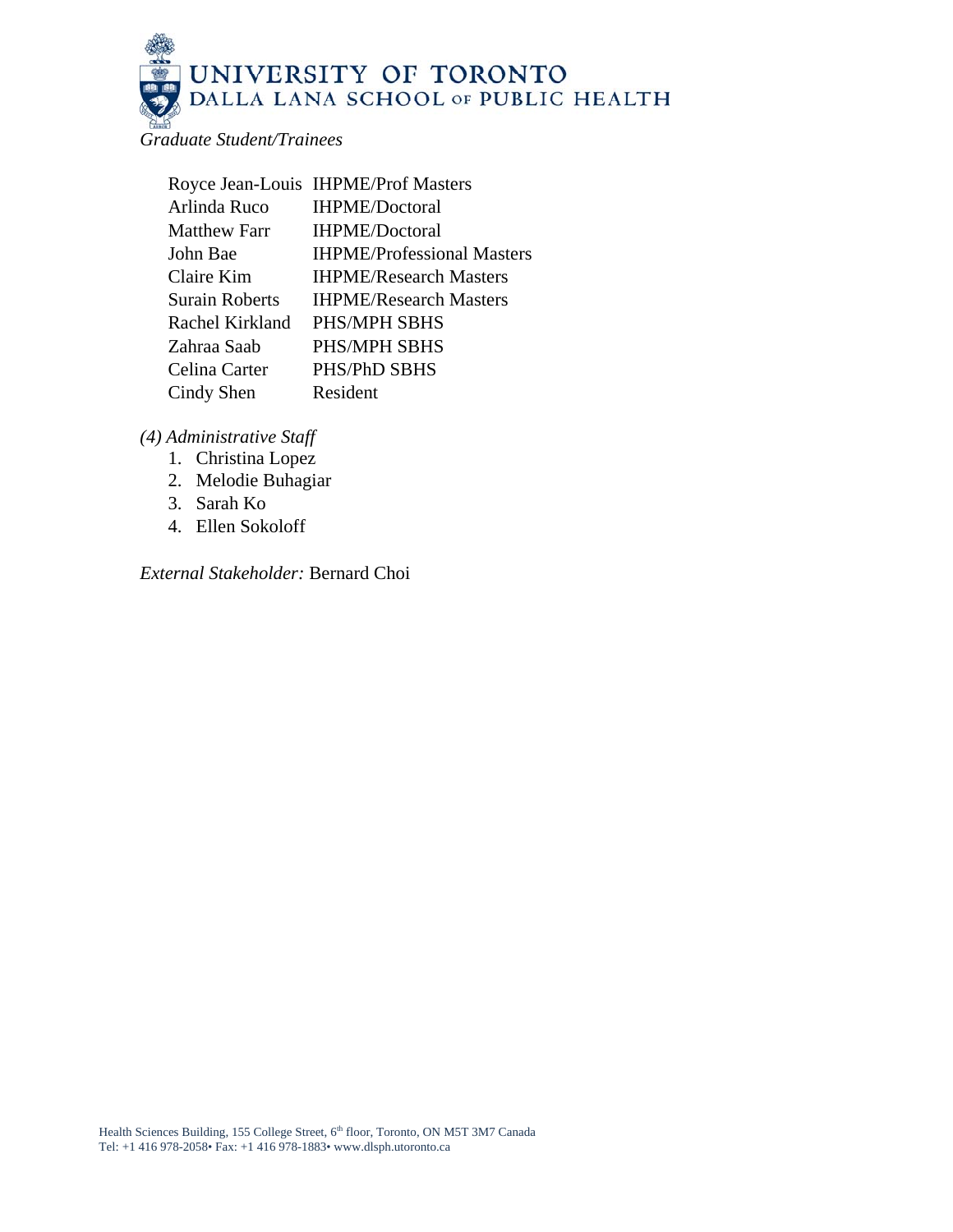*Graduate Student/Trainees*

| | |
|---|---|
| Royce Jean-Louis | IHPME/Prof Masters |
| Arlinda Ruco | IHPME/Doctoral |
| Matthew Farr | IHPME/Doctoral |
| John Bae | IHPME/Professional Masters |
| Claire Kim | IHPME/Research Masters |
| Surain Roberts | IHPME/Research Masters |
| Rachel Kirkland | PHS/MPH SBHS |
| Zahraa Saab | PHS/MPH SBHS |
| Celina Carter | PHS/PhD SBHS |
| Cindy Shen | Resident |

*(4) Administrative Staff*

1. Christina Lopez
2. Melodie Buhagiar
3. Sarah Ko
4. Ellen Sokoloff

*External Stakeholder:* Bernard Choi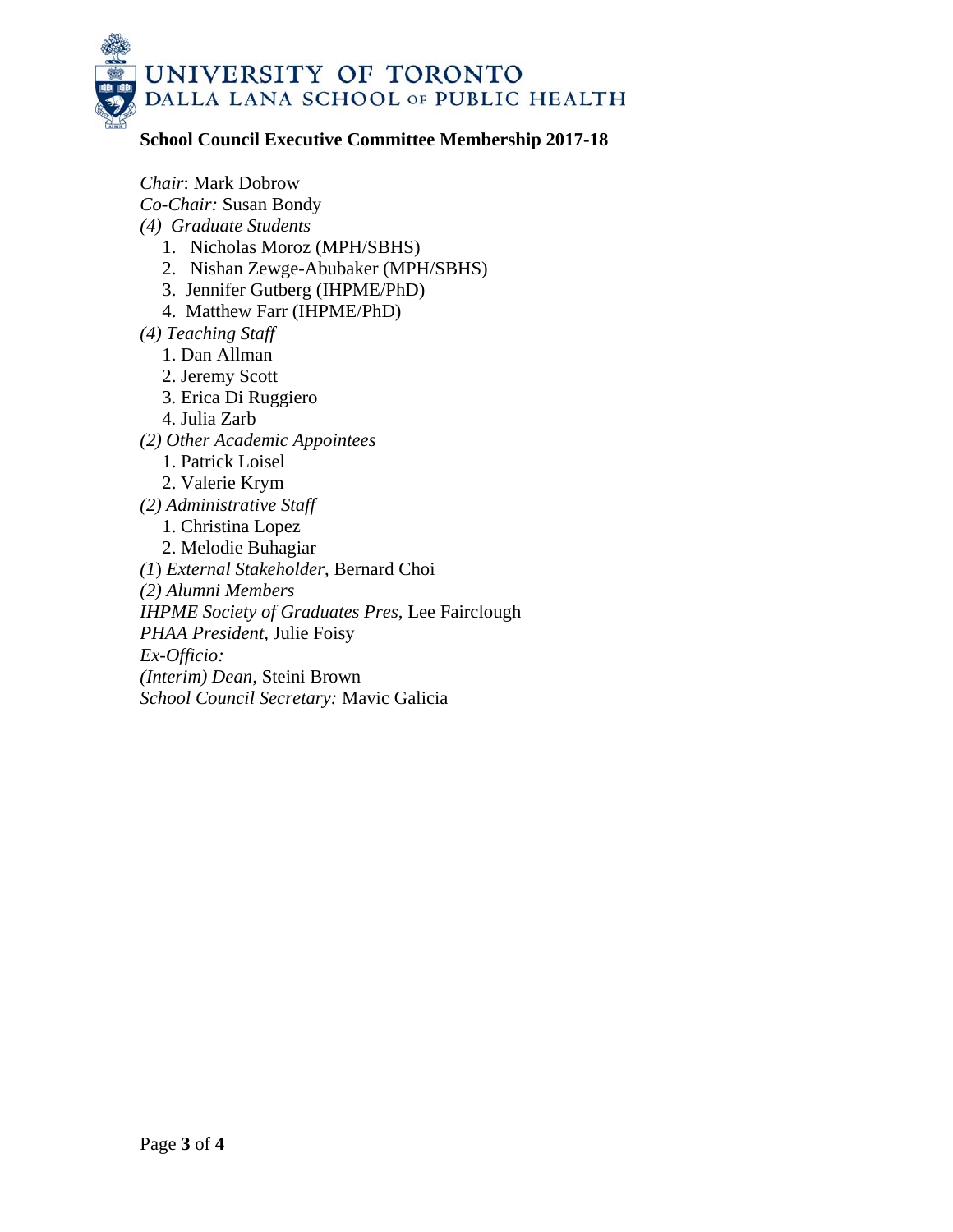UNIVERSITY OF TORONTO
DALLA LANA SCHOOL OF PUBLIC HEALTH

**School Council Executive Committee Membership 2017-18**

*Chair*: Mark Dobrow
*Co-Chair:* Susan Bondy
*(4) Graduate Students*

1. Nicholas Moroz (MPH/SBHS)
2. Nishan Zewge-Abubaker (MPH/SBHS)
3. Jennifer Gutberg (IHPME/PhD)
4. Matthew Farr (IHPME/PhD)

*(4) Teaching Staff*

1. Dan Allman
2. Jeremy Scott
3. Erica Di Ruggiero
4. Julia Zarb

*(2) Other Academic Appointees*

1. Patrick Loisel
2. Valerie Krym

*(2) Administrative Staff*

1. Christina Lopez
2. Melodie Buhagiar

*(1) External Stakeholder*, Bernard Choi
*(2) Alumni Members*
*IHPME Society of Graduates Pres*, Lee Fairclough
*PHAA President*, Julie Foisy
*Ex-Officio:*
*(Interim) Dean*, Steini Brown
*School Council Secretary:* Mavic Galicia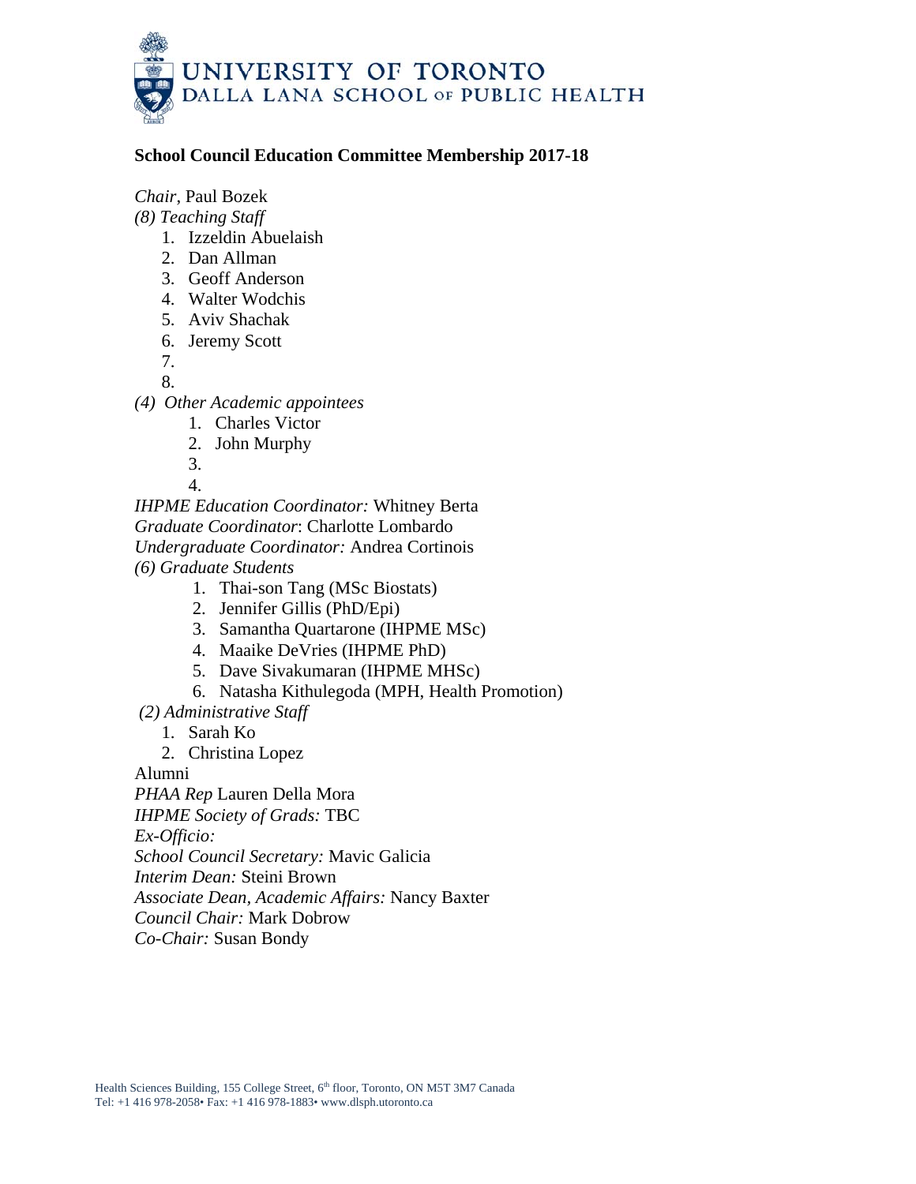UNIVERSITY OF TORONTO
DALLA LANA SCHOOL OF PUBLIC HEALTH

**School Council Education Committee Membership 2017-18**

*Chair*, Paul Bozek

*(8) Teaching Staff*

1. Izzeldin Abuelaish
2. Dan Allman
3. Geoff Anderson
4. Walter Wodchis
5. Aviv Shachak
6. Jeremy Scott
7. 
8. 

*(4) Other Academic appointees*

1. Charles Victor
2. John Murphy
3. 
4. 

*IHPME Education Coordinator:* Whitney Berta

*Graduate Coordinator*: Charlotte Lombardo

*Undergraduate Coordinator:* Andrea Cortinois

*(6) Graduate Students*

1. Thai-son Tang (MSc Biostats)
2. Jennifer Gillis (PhD/Epi)
3. Samantha Quartarone (IHPME MSc)
4. Maaike DeVries (IHPME PhD)
5. Dave Sivakumaran (IHPME MHSc)
6. Natasha Kithulegoda (MPH, Health Promotion)

*(2) Administrative Staff*

1. Sarah Ko
2. Christina Lopez

Alumni

*PHAA Rep* Lauren Della Mora

*IHPME Society of Grads:* TBC

*Ex-Officio:*

*School Council Secretary:* Mavic Galicia

*Interim Dean:* Steini Brown

*Associate Dean, Academic Affairs:* Nancy Baxter

*Council Chair:* Mark Dobrow

*Co-Chair:* Susan Bondy

Health Sciences Building, 155 College Street, 6th floor, Toronto, ON M5T 3M7 Canada
Tel: +1 416 978-2058• Fax: +1 416 978-1883• www.dlsph.utoronto.ca